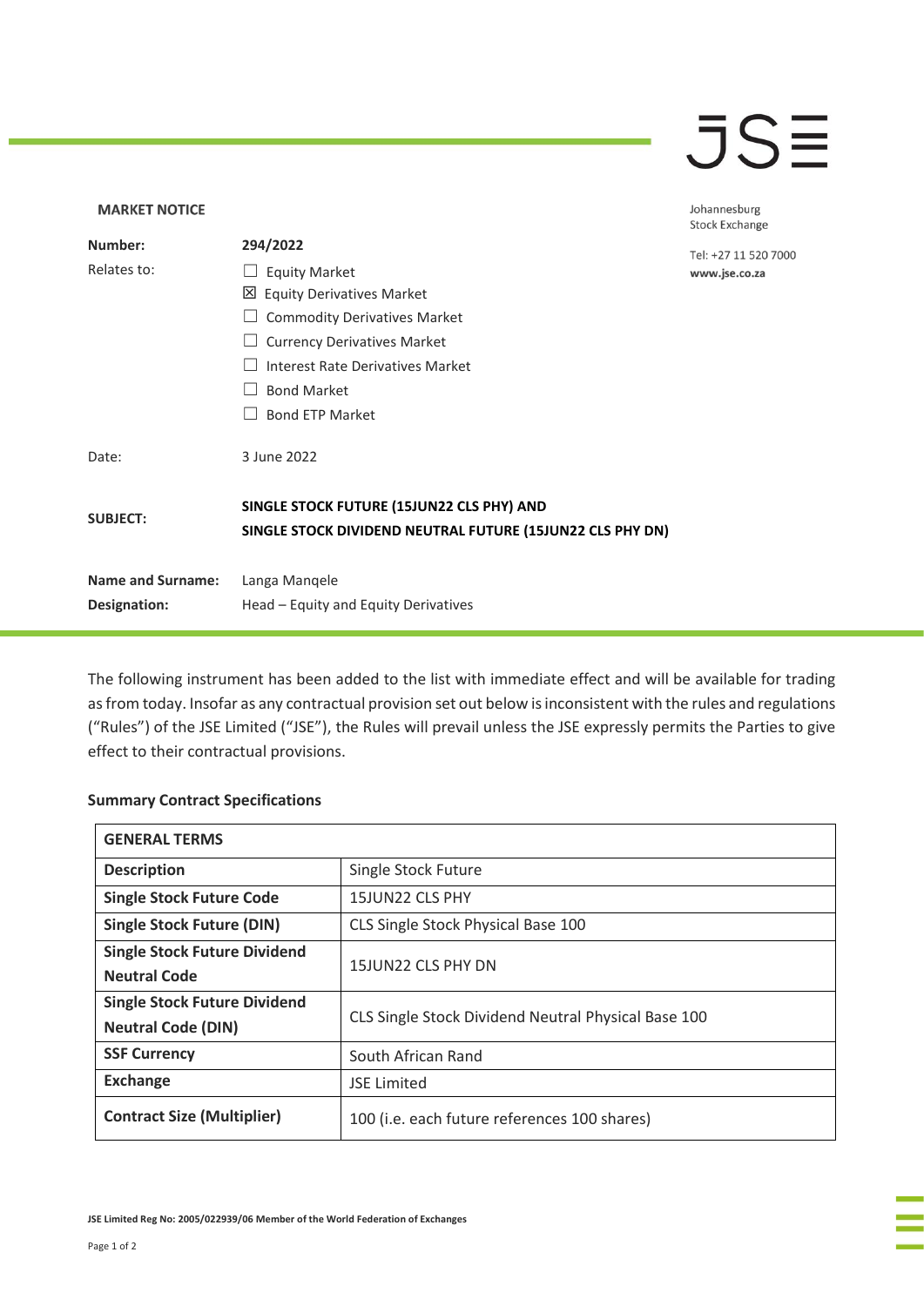**MARKET NOTICE**

Johannesburg Stock Exchange

Tel: +27 11 520 7000
www.jse.co.za

| | |
|---|---|
| **Number:** | **294/2022** |
| Relates to: | ☐ Equity Market<br>☒ Equity Derivatives Market<br>☐ Commodity Derivatives Market<br>☐ Currency Derivatives Market<br>☐ Interest Rate Derivatives Market<br>☐ Bond Market<br>☐ Bond ETP Market |
| Date: | 3 June 2022 |
| **SUBJECT:** | **SINGLE STOCK FUTURE (15JUN22 CLS PHY) AND SINGLE STOCK DIVIDEND NEUTRAL FUTURE (15JUN22 CLS PHY DN)** |
| **Name and Surname:** | Langa Manqele |
| **Designation:** | Head – Equity and Equity Derivatives |

The following instrument has been added to the list with immediate effect and will be available for trading as from today. Insofar as any contractual provision set out below is inconsistent with the rules and regulations ("Rules") of the JSE Limited ("JSE"), the Rules will prevail unless the JSE expressly permits the Parties to give effect to their contractual provisions.

**Summary Contract Specifications**

| **GENERAL TERMS** | |
|---|---|
| **Description** | Single Stock Future |
| **Single Stock Future Code** | 15JUN22 CLS PHY |
| **Single Stock Future (DIN)** | CLS Single Stock Physical Base 100 |
| **Single Stock Future Dividend Neutral Code** | 15JUN22 CLS PHY DN |
| **Single Stock Future Dividend Neutral Code (DIN)** | CLS Single Stock Dividend Neutral Physical Base 100 |
| **SSF Currency** | South African Rand |
| **Exchange** | JSE Limited |
| **Contract Size (Multiplier)** | 100 (i.e. each future references 100 shares) |

**JSE Limited Reg No: 2005/022939/06 Member of the World Federation of Exchanges**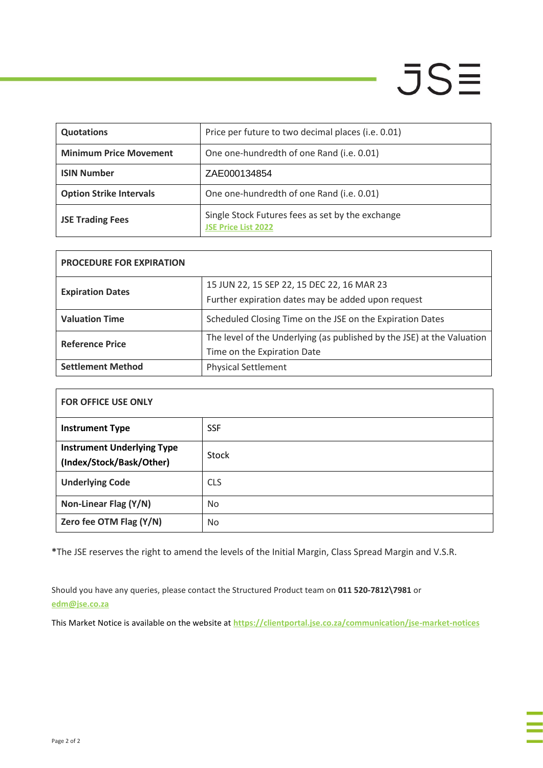| | |
|---|---|
| **Quotations** | Price per future to two decimal places (i.e. 0.01) |
| **Minimum Price Movement** | One one-hundredth of one Rand (i.e. 0.01) |
| **ISIN Number** | ZAE000134854 |
| **Option Strike Intervals** | One one-hundredth of one Rand (i.e. 0.01) |
| **JSE Trading Fees** | Single Stock Futures fees as set by the exchange<br>JSE Price List 2022 |

| **PROCEDURE FOR EXPIRATION** | |
|---|---|
| **Expiration Dates** | 15 JUN 22, 15 SEP 22, 15 DEC 22, 16 MAR 23<br>Further expiration dates may be added upon request |
| **Valuation Time** | Scheduled Closing Time on the JSE on the Expiration Dates |
| **Reference Price** | The level of the Underlying (as published by the JSE) at the Valuation Time on the Expiration Date |
| **Settlement Method** | Physical Settlement |

| **FOR OFFICE USE ONLY** | |
|---|---|
| **Instrument Type** | SSF |
| **Instrument Underlying Type (Index/Stock/Bask/Other)** | Stock |
| **Underlying Code** | CLS |
| **Non-Linear Flag (Y/N)** | No |
| **Zero fee OTM Flag (Y/N)** | No |

**\***The JSE reserves the right to amend the levels of the Initial Margin, Class Spread Margin and V.S.R.

Should you have any queries, please contact the Structured Product team on **011 520-7812\7981** or **edm@jse.co.za**

This Market Notice is available on the website at **https://clientportal.jse.co.za/communication/jse-market-notices**